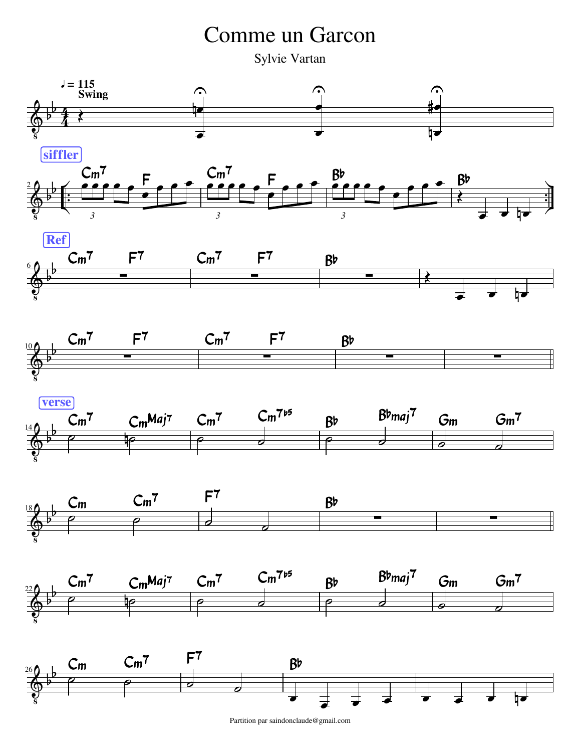# Comme un Garcon

Sylvie Vartan

♩ = 115
Swing

**siffler**

Cm7 F Cm7 F Bb Bb

**Ref**

Cm7 F7 Cm7 F7 Bb

Cm7 F7 Cm7 F7 Bb

**verse**

Cm7 CmMaj7 Cm7 Cm7b5 Bb Bbmaj7 Gm Gm7

Cm Cm7 F7 Bb

Cm7 CmMaj7 Cm7 Cm7b5 Bb Bbmaj7 Gm Gm7

Cm Cm7 F7 Bb

Partition par saindonclaude@gmail.com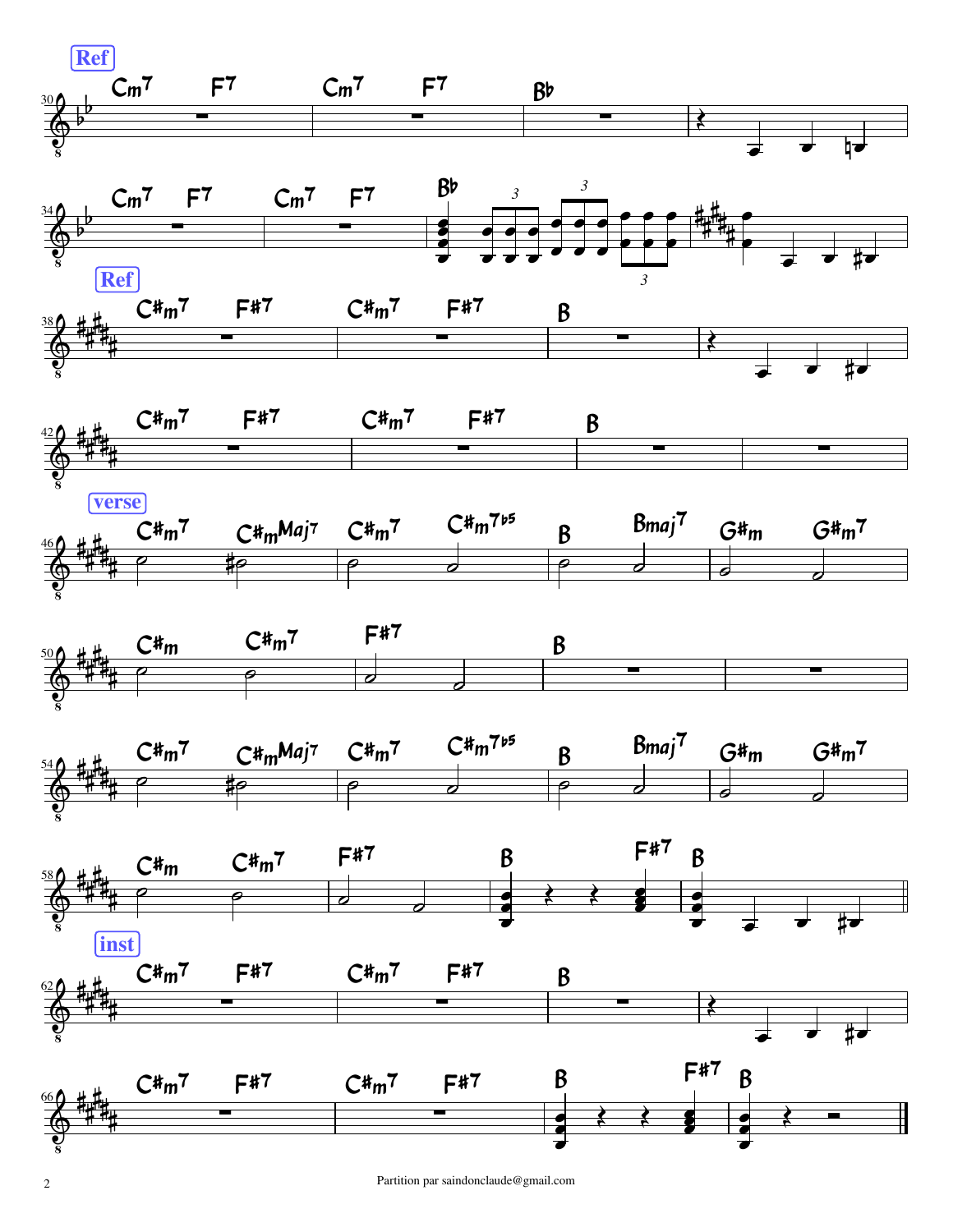**Ref**

Cm7 F7 | Cm7 F7 | Bb | 

Cm7 F7 | Cm7 F7 | Bb |

**Ref**

C#m7 F#7 | C#m7 F#7 | B |

C#m7 F#7 | C#m7 F#7 | B | 

**verse**

C#m7 C#mMaj7 | C#m7 C#m7b5 | B Bmaj7 | G#m G#m7

C#m C#m7 | F#7 | B | 

C#m7 C#mMaj7 | C#m7 C#m7b5 | B Bmaj7 | G#m G#m7

C#m C#m7 | F#7 | B F#7 | B

**inst**

C#m7 F#7 | C#m7 F#7 | B |

C#m7 F#7 | C#m7 F#7 | B F#7 | B

Partition par saindonclaude@gmail.com